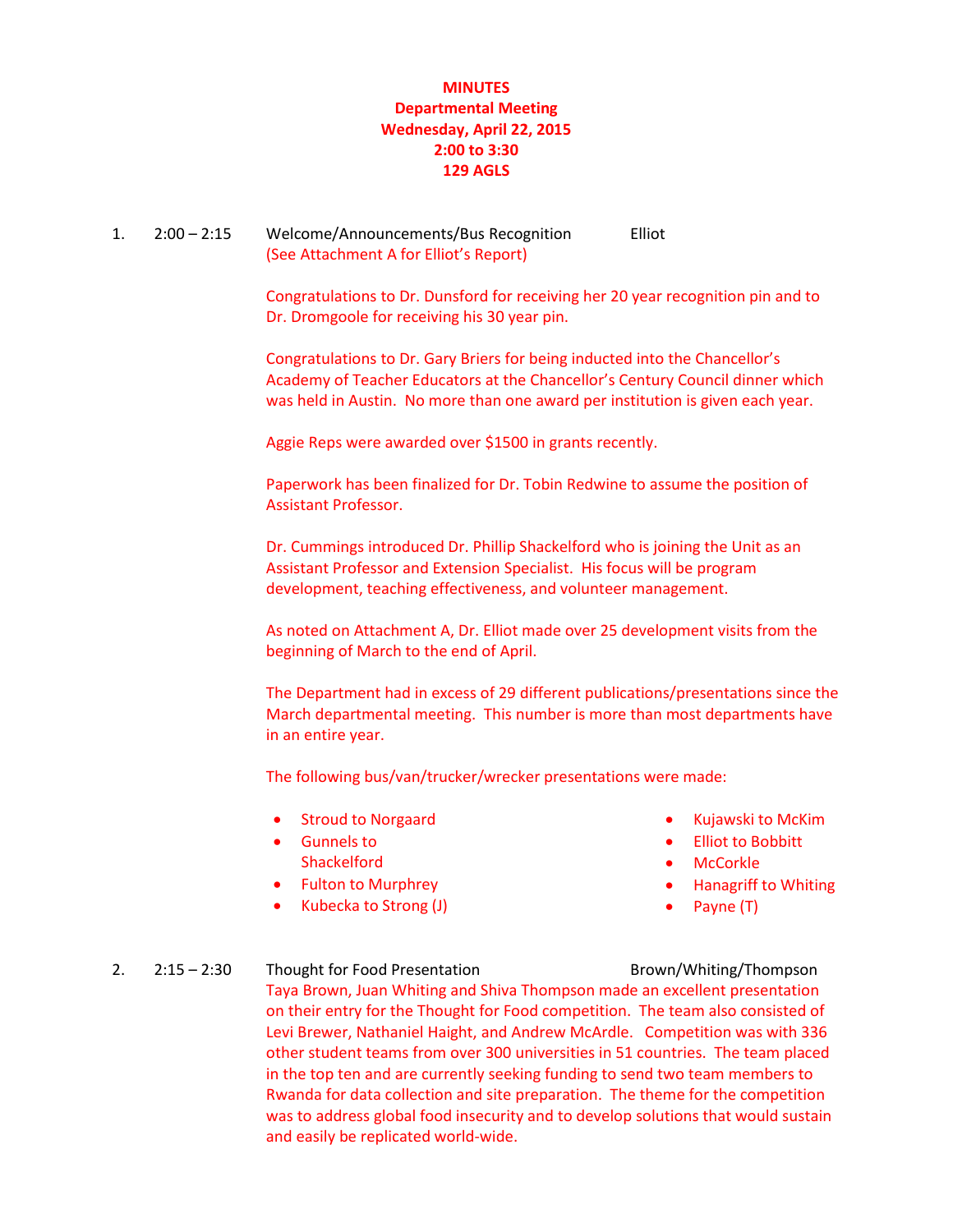**MINUTES**
**Departmental Meeting**
**Wednesday, April 22, 2015**
**2:00 to 3:30**
**129 AGLS**

1. 2:00 – 2:15 Welcome/Announcements/Bus Recognition — Elliot

(See Attachment A for Elliot's Report)

Congratulations to Dr. Dunsford for receiving her 20 year recognition pin and to Dr. Dromgoole for receiving his 30 year pin.

Congratulations to Dr. Gary Briers for being inducted into the Chancellor's Academy of Teacher Educators at the Chancellor's Century Council dinner which was held in Austin. No more than one award per institution is given each year.

Aggie Reps were awarded over $1500 in grants recently.

Paperwork has been finalized for Dr. Tobin Redwine to assume the position of Assistant Professor.

Dr. Cummings introduced Dr. Phillip Shackelford who is joining the Unit as an Assistant Professor and Extension Specialist. His focus will be program development, teaching effectiveness, and volunteer management.

As noted on Attachment A, Dr. Elliot made over 25 development visits from the beginning of March to the end of April.

The Department had in excess of 29 different publications/presentations since the March departmental meeting. This number is more than most departments have in an entire year.

The following bus/van/trucker/wrecker presentations were made:

- Stroud to Norgaard
- Gunnels to Shackelford
- Fulton to Murphrey
- Kubecka to Strong (J)
- Kujawski to McKim
- Elliot to Bobbitt
- McCorkle
- Hanagriff to Whiting
- Payne (T)

2. 2:15 – 2:30 Thought for Food Presentation — Brown/Whiting/Thompson

Taya Brown, Juan Whiting and Shiva Thompson made an excellent presentation on their entry for the Thought for Food competition. The team also consisted of Levi Brewer, Nathaniel Haight, and Andrew McArdle. Competition was with 336 other student teams from over 300 universities in 51 countries. The team placed in the top ten and are currently seeking funding to send two team members to Rwanda for data collection and site preparation. The theme for the competition was to address global food insecurity and to develop solutions that would sustain and easily be replicated world-wide.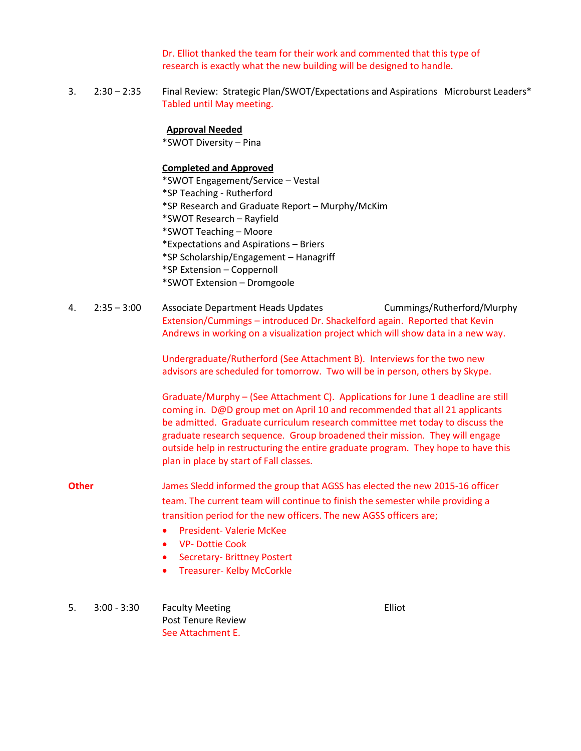Dr. Elliot thanked the team for their work and commented that this type of research is exactly what the new building will be designed to handle.

3. 2:30 – 2:35 Final Review: Strategic Plan/SWOT/Expectations and Aspirations — Microburst Leaders*

Tabled until May meeting.

**Approval Needed**

*SWOT Diversity – Pina

**Completed and Approved**

*SWOT Engagement/Service – Vestal
*SP Teaching - Rutherford
*SP Research and Graduate Report – Murphy/McKim
*SWOT Research – Rayfield
*SWOT Teaching – Moore
*Expectations and Aspirations – Briers
*SP Scholarship/Engagement – Hanagriff
*SP Extension – Coppernoll
*SWOT Extension – Dromgoole

4. 2:35 – 3:00 Associate Department Heads Updates — Cummings/Rutherford/Murphy

Extension/Cummings – introduced Dr. Shackelford again. Reported that Kevin Andrews in working on a visualization project which will show data in a new way.

Undergraduate/Rutherford (See Attachment B). Interviews for the two new advisors are scheduled for tomorrow. Two will be in person, others by Skype.

Graduate/Murphy – (See Attachment C). Applications for June 1 deadline are still coming in. D@D group met on April 10 and recommended that all 21 applicants be admitted. Graduate curriculum research committee met today to discuss the graduate research sequence. Group broadened their mission. They will engage outside help in restructuring the entire graduate program. They hope to have this plan in place by start of Fall classes.

**Other**

James Sledd informed the group that AGSS has elected the new 2015-16 officer team. The current team will continue to finish the semester while providing a transition period for the new officers. The new AGSS officers are;

- President- Valerie McKee
- VP- Dottie Cook
- Secretary- Brittney Postert
- Treasurer- Kelby McCorkle

5. 3:00 - 3:30 Faculty Meeting — Elliot

Post Tenure Review

See Attachment E.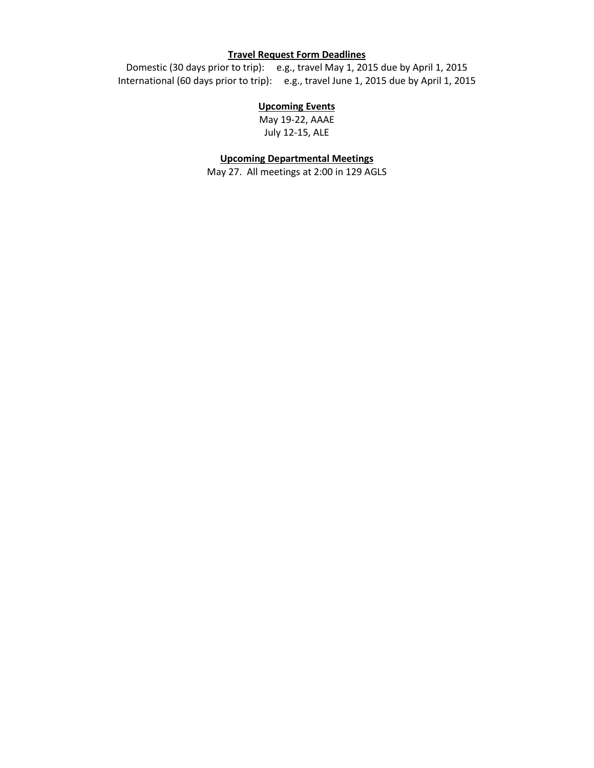**Travel Request Form Deadlines**

Domestic (30 days prior to trip): e.g., travel May 1, 2015 due by April 1, 2015
International (60 days prior to trip): e.g., travel June 1, 2015 due by April 1, 2015

**Upcoming Events**

May 19-22, AAAE
July 12-15, ALE

**Upcoming Departmental Meetings**

May 27. All meetings at 2:00 in 129 AGLS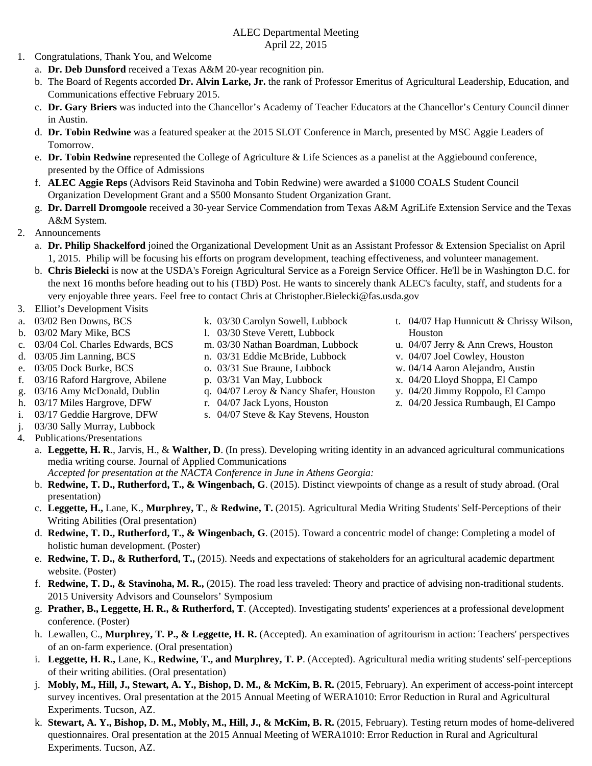ALEC Departmental Meeting
April 22, 2015

1. Congratulations, Thank You, and Welcome
   a. **Dr. Deb Dunsford** received a Texas A&M 20-year recognition pin.
   b. The Board of Regents accorded **Dr. Alvin Larke, Jr.** the rank of Professor Emeritus of Agricultural Leadership, Education, and Communications effective February 2015.
   c. **Dr. Gary Briers** was inducted into the Chancellor's Academy of Teacher Educators at the Chancellor's Century Council dinner in Austin.
   d. **Dr. Tobin Redwine** was a featured speaker at the 2015 SLOT Conference in March, presented by MSC Aggie Leaders of Tomorrow.
   e. **Dr. Tobin Redwine** represented the College of Agriculture & Life Sciences as a panelist at the Aggiebound conference, presented by the Office of Admissions
   f. **ALEC Aggie Reps** (Advisors Reid Stavinoha and Tobin Redwine) were awarded a $1000 COALS Student Council Organization Development Grant and a $500 Monsanto Student Organization Grant.
   g. **Dr. Darrell Dromgoole** received a 30-year Service Commendation from Texas A&M AgriLife Extension Service and the Texas A&M System.
2. Announcements
   a. **Dr. Philip Shackelford** joined the Organizational Development Unit as an Assistant Professor & Extension Specialist on April 1, 2015. Philip will be focusing his efforts on program development, teaching effectiveness, and volunteer management.
   b. **Chris Bielecki** is now at the USDA's Foreign Agricultural Service as a Foreign Service Officer. He'll be in Washington D.C. for the next 16 months before heading out to his (TBD) Post. He wants to sincerely thank ALEC's faculty, staff, and students for a very enjoyable three years. Feel free to contact Chris at Christopher.Bielecki@fas.usda.gov
3. Elliot's Development Visits
   a. 03/02 Ben Downs, BCS
   b. 03/02 Mary Mike, BCS
   c. 03/04 Col. Charles Edwards, BCS
   d. 03/05 Jim Lanning, BCS
   e. 03/05 Dock Burke, BCS
   f. 03/16 Raford Hargrove, Abilene
   g. 03/16 Amy McDonald, Dublin
   h. 03/17 Miles Hargrove, DFW
   i. 03/17 Geddie Hargrove, DFW
   j. 03/30 Sally Murray, Lubbock
   k. 03/30 Carolyn Sowell, Lubbock
   l. 03/30 Steve Verett, Lubbock
   m. 03/30 Nathan Boardman, Lubbock
   n. 03/31 Eddie McBride, Lubbock
   o. 03/31 Sue Braune, Lubbock
   p. 03/31 Van May, Lubbock
   q. 04/07 Leroy & Nancy Shafer, Houston
   r. 04/07 Jack Lyons, Houston
   s. 04/07 Steve & Kay Stevens, Houston
   t. 04/07 Hap Hunnicutt & Chrissy Wilson, Houston
   u. 04/07 Jerry & Ann Crews, Houston
   v. 04/07 Joel Cowley, Houston
   w. 04/14 Aaron Alejandro, Austin
   x. 04/20 Lloyd Shoppa, El Campo
   y. 04/20 Jimmy Roppolo, El Campo
   z. 04/20 Jessica Rumbaugh, El Campo
4. Publications/Presentations
   a. **Leggette, H. R**., Jarvis, H., & **Walther, D**. (In press). Developing writing identity in an advanced agricultural communications media writing course. Journal of Applied Communications
   *Accepted for presentation at the NACTA Conference in June in Athens Georgia:*
   b. **Redwine, T. D., Rutherford, T., & Wingenbach, G**. (2015). Distinct viewpoints of change as a result of study abroad. (Oral presentation)
   c. **Leggette, H.,** Lane, K., **Murphrey, T**., & **Redwine, T.** (2015). Agricultural Media Writing Students' Self-Perceptions of their Writing Abilities (Oral presentation)
   d. **Redwine, T. D., Rutherford, T., & Wingenbach, G**. (2015). Toward a concentric model of change: Completing a model of holistic human development. (Poster)
   e. **Redwine, T. D., & Rutherford, T.,** (2015). Needs and expectations of stakeholders for an agricultural academic department website. (Poster)
   f. **Redwine, T. D., & Stavinoha, M. R.,** (2015). The road less traveled: Theory and practice of advising non-traditional students. 2015 University Advisors and Counselors' Symposium
   g. **Prather, B., Leggette, H. R., & Rutherford, T**. (Accepted). Investigating students' experiences at a professional development conference. (Poster)
   h. Lewallen, C., **Murphrey, T. P., & Leggette, H. R.** (Accepted). An examination of agritourism in action: Teachers' perspectives of an on-farm experience. (Oral presentation)
   i. **Leggette, H. R.,** Lane, K., **Redwine, T., and Murphrey, T. P**. (Accepted). Agricultural media writing students' self-perceptions of their writing abilities. (Oral presentation)
   j. **Mobly, M., Hill, J., Stewart, A. Y., Bishop, D. M., & McKim, B. R.** (2015, February). An experiment of access-point intercept survey incentives. Oral presentation at the 2015 Annual Meeting of WERA1010: Error Reduction in Rural and Agricultural Experiments. Tucson, AZ.
   k. **Stewart, A. Y., Bishop, D. M., Mobly, M., Hill, J., & McKim, B. R.** (2015, February). Testing return modes of home-delivered questionnaires. Oral presentation at the 2015 Annual Meeting of WERA1010: Error Reduction in Rural and Agricultural Experiments. Tucson, AZ.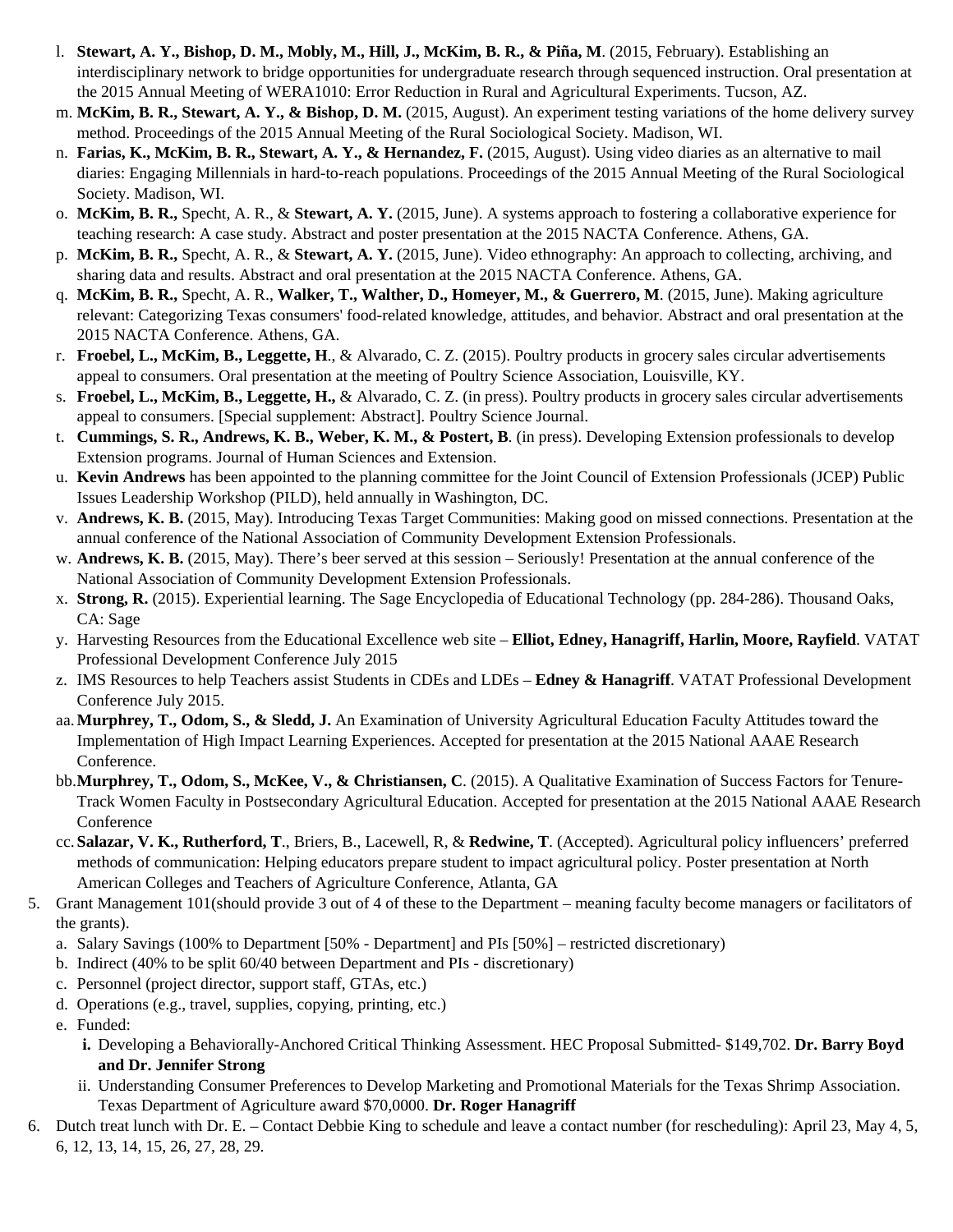l. **Stewart, A. Y., Bishop, D. M., Mobly, M., Hill, J., McKim, B. R., & Piña, M**. (2015, February). Establishing an interdisciplinary network to bridge opportunities for undergraduate research through sequenced instruction. Oral presentation at the 2015 Annual Meeting of WERA1010: Error Reduction in Rural and Agricultural Experiments. Tucson, AZ.

m. **McKim, B. R., Stewart, A. Y., & Bishop, D. M.** (2015, August). An experiment testing variations of the home delivery survey method. Proceedings of the 2015 Annual Meeting of the Rural Sociological Society. Madison, WI.

n. **Farias, K., McKim, B. R., Stewart, A. Y., & Hernandez, F.** (2015, August). Using video diaries as an alternative to mail diaries: Engaging Millennials in hard-to-reach populations. Proceedings of the 2015 Annual Meeting of the Rural Sociological Society. Madison, WI.

o. **McKim, B. R.,** Specht, A. R., & **Stewart, A. Y.** (2015, June). A systems approach to fostering a collaborative experience for teaching research: A case study. Abstract and poster presentation at the 2015 NACTA Conference. Athens, GA.

p. **McKim, B. R.,** Specht, A. R., & **Stewart, A. Y.** (2015, June). Video ethnography: An approach to collecting, archiving, and sharing data and results. Abstract and oral presentation at the 2015 NACTA Conference. Athens, GA.

q. **McKim, B. R.,** Specht, A. R., **Walker, T., Walther, D., Homeyer, M., & Guerrero, M**. (2015, June). Making agriculture relevant: Categorizing Texas consumers' food-related knowledge, attitudes, and behavior. Abstract and oral presentation at the 2015 NACTA Conference. Athens, GA.

r. **Froebel, L., McKim, B., Leggette, H**., & Alvarado, C. Z. (2015). Poultry products in grocery sales circular advertisements appeal to consumers. Oral presentation at the meeting of Poultry Science Association, Louisville, KY.

s. **Froebel, L., McKim, B., Leggette, H.,** & Alvarado, C. Z. (in press). Poultry products in grocery sales circular advertisements appeal to consumers. [Special supplement: Abstract]. Poultry Science Journal.

t. **Cummings, S. R., Andrews, K. B., Weber, K. M., & Postert, B**. (in press). Developing Extension professionals to develop Extension programs. Journal of Human Sciences and Extension.

u. **Kevin Andrews** has been appointed to the planning committee for the Joint Council of Extension Professionals (JCEP) Public Issues Leadership Workshop (PILD), held annually in Washington, DC.

v. **Andrews, K. B.** (2015, May). Introducing Texas Target Communities: Making good on missed connections. Presentation at the annual conference of the National Association of Community Development Extension Professionals.

w. **Andrews, K. B.** (2015, May). There's beer served at this session – Seriously! Presentation at the annual conference of the National Association of Community Development Extension Professionals.

x. **Strong, R.** (2015). Experiential learning. The Sage Encyclopedia of Educational Technology (pp. 284-286). Thousand Oaks, CA: Sage

y. Harvesting Resources from the Educational Excellence web site – **Elliot, Edney, Hanagriff, Harlin, Moore, Rayfield**. VATAT Professional Development Conference July 2015

z. IMS Resources to help Teachers assist Students in CDEs and LDEs – **Edney & Hanagriff**. VATAT Professional Development Conference July 2015.

aa. **Murphrey, T., Odom, S., & Sledd, J.** An Examination of University Agricultural Education Faculty Attitudes toward the Implementation of High Impact Learning Experiences. Accepted for presentation at the 2015 National AAAE Research Conference.

bb. **Murphrey, T., Odom, S., McKee, V., & Christiansen, C**. (2015). A Qualitative Examination of Success Factors for Tenure-Track Women Faculty in Postsecondary Agricultural Education. Accepted for presentation at the 2015 National AAAE Research Conference

cc. **Salazar, V. K., Rutherford, T**., Briers, B., Lacewell, R, & **Redwine, T**. (Accepted). Agricultural policy influencers' preferred methods of communication: Helping educators prepare student to impact agricultural policy. Poster presentation at North American Colleges and Teachers of Agriculture Conference, Atlanta, GA

5. Grant Management 101(should provide 3 out of 4 of these to the Department – meaning faculty become managers or facilitators of the grants).
   a. Salary Savings (100% to Department [50% - Department] and PIs [50%] – restricted discretionary)
   b. Indirect (40% to be split 60/40 between Department and PIs - discretionary)
   c. Personnel (project director, support staff, GTAs, etc.)
   d. Operations (e.g., travel, supplies, copying, printing, etc.)
   e. Funded:
      i. Developing a Behaviorally-Anchored Critical Thinking Assessment. HEC Proposal Submitted- $149,702. **Dr. Barry Boyd and Dr. Jennifer Strong**
      ii. Understanding Consumer Preferences to Develop Marketing and Promotional Materials for the Texas Shrimp Association. Texas Department of Agriculture award $70,0000. **Dr. Roger Hanagriff**

6. Dutch treat lunch with Dr. E. – Contact Debbie King to schedule and leave a contact number (for rescheduling): April 23, May 4, 5, 6, 12, 13, 14, 15, 26, 27, 28, 29.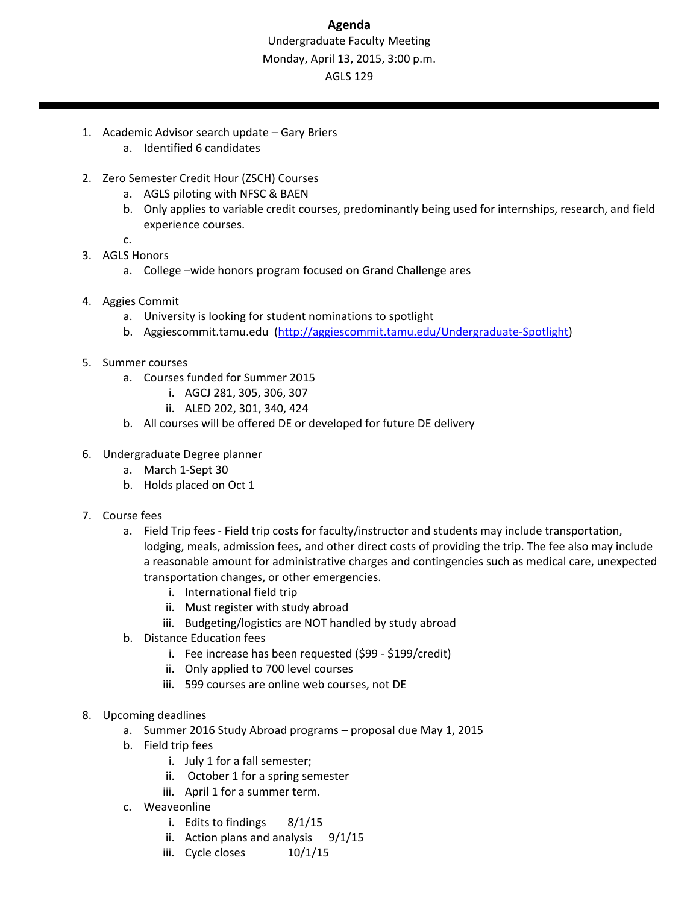# Agenda

Undergraduate Faculty Meeting

Monday, April 13, 2015, 3:00 p.m.

AGLS 129

---

1. Academic Advisor search update – Gary Briers
   a. Identified 6 candidates

2. Zero Semester Credit Hour (ZSCH) Courses
   a. AGLS piloting with NFSC & BAEN
   b. Only applies to variable credit courses, predominantly being used for internships, research, and field experience courses.
   c.

3. AGLS Honors
   a. College –wide honors program focused on Grand Challenge ares

4. Aggies Commit
   a. University is looking for student nominations to spotlight
   b. Aggiescommit.tamu.edu (http://aggiescommit.tamu.edu/Undergraduate-Spotlight)

5. Summer courses
   a. Courses funded for Summer 2015
      i. AGCJ 281, 305, 306, 307
      ii. ALED 202, 301, 340, 424
   b. All courses will be offered DE or developed for future DE delivery

6. Undergraduate Degree planner
   a. March 1-Sept 30
   b. Holds placed on Oct 1

7. Course fees
   a. Field Trip fees - Field trip costs for faculty/instructor and students may include transportation, lodging, meals, admission fees, and other direct costs of providing the trip. The fee also may include a reasonable amount for administrative charges and contingencies such as medical care, unexpected transportation changes, or other emergencies.
      i. International field trip
      ii. Must register with study abroad
      iii. Budgeting/logistics are NOT handled by study abroad
   b. Distance Education fees
      i. Fee increase has been requested ($99 - $199/credit)
      ii. Only applied to 700 level courses
      iii. 599 courses are online web courses, not DE

8. Upcoming deadlines
   a. Summer 2016 Study Abroad programs – proposal due May 1, 2015
   b. Field trip fees
      i. July 1 for a fall semester;
      ii. October 1 for a spring semester
      iii. April 1 for a summer term.
   c. Weaveonline
      i. Edits to findings 8/1/15
      ii. Action plans and analysis 9/1/15
      iii. Cycle closes 10/1/15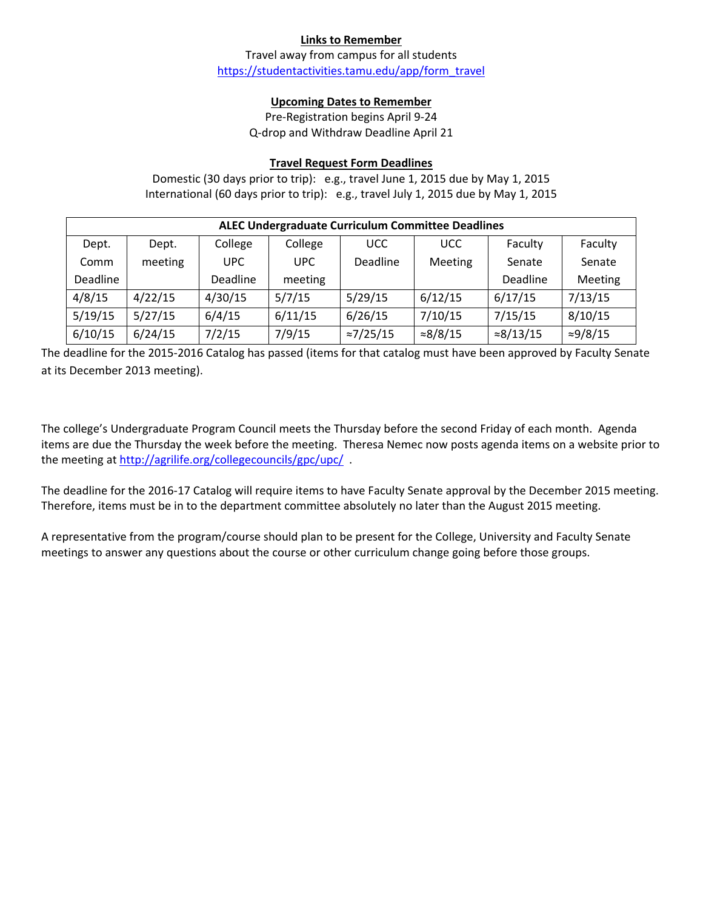**Links to Remember**

Travel away from campus for all students

https://studentactivities.tamu.edu/app/form_travel

**Upcoming Dates to Remember**

Pre-Registration begins April 9-24

Q-drop and Withdraw Deadline April 21

**Travel Request Form Deadlines**

Domestic (30 days prior to trip): e.g., travel June 1, 2015 due by May 1, 2015

International (60 days prior to trip): e.g., travel July 1, 2015 due by May 1, 2015

| **ALEC Undergraduate Curriculum Committee Deadlines** | | | | | | | |
|---|---|---|---|---|---|---|---|
| Dept. Comm Deadline | Dept. meeting | College UPC Deadline | College UPC meeting | UCC Deadline | UCC Meeting | Faculty Senate Deadline | Faculty Senate Meeting |
| 4/8/15 | 4/22/15 | 4/30/15 | 5/7/15 | 5/29/15 | 6/12/15 | 6/17/15 | 7/13/15 |
| 5/19/15 | 5/27/15 | 6/4/15 | 6/11/15 | 6/26/15 | 7/10/15 | 7/15/15 | 8/10/15 |
| 6/10/15 | 6/24/15 | 7/2/15 | 7/9/15 | ≈7/25/15 | ≈8/8/15 | ≈8/13/15 | ≈9/8/15 |

The deadline for the 2015-2016 Catalog has passed (items for that catalog must have been approved by Faculty Senate at its December 2013 meeting).

The college's Undergraduate Program Council meets the Thursday before the second Friday of each month. Agenda items are due the Thursday the week before the meeting. Theresa Nemec now posts agenda items on a website prior to the meeting at http://agrilife.org/collegecouncils/gpc/upc/ .

The deadline for the 2016-17 Catalog will require items to have Faculty Senate approval by the December 2015 meeting. Therefore, items must be in to the department committee absolutely no later than the August 2015 meeting.

A representative from the program/course should plan to be present for the College, University and Faculty Senate meetings to answer any questions about the course or other curriculum change going before those groups.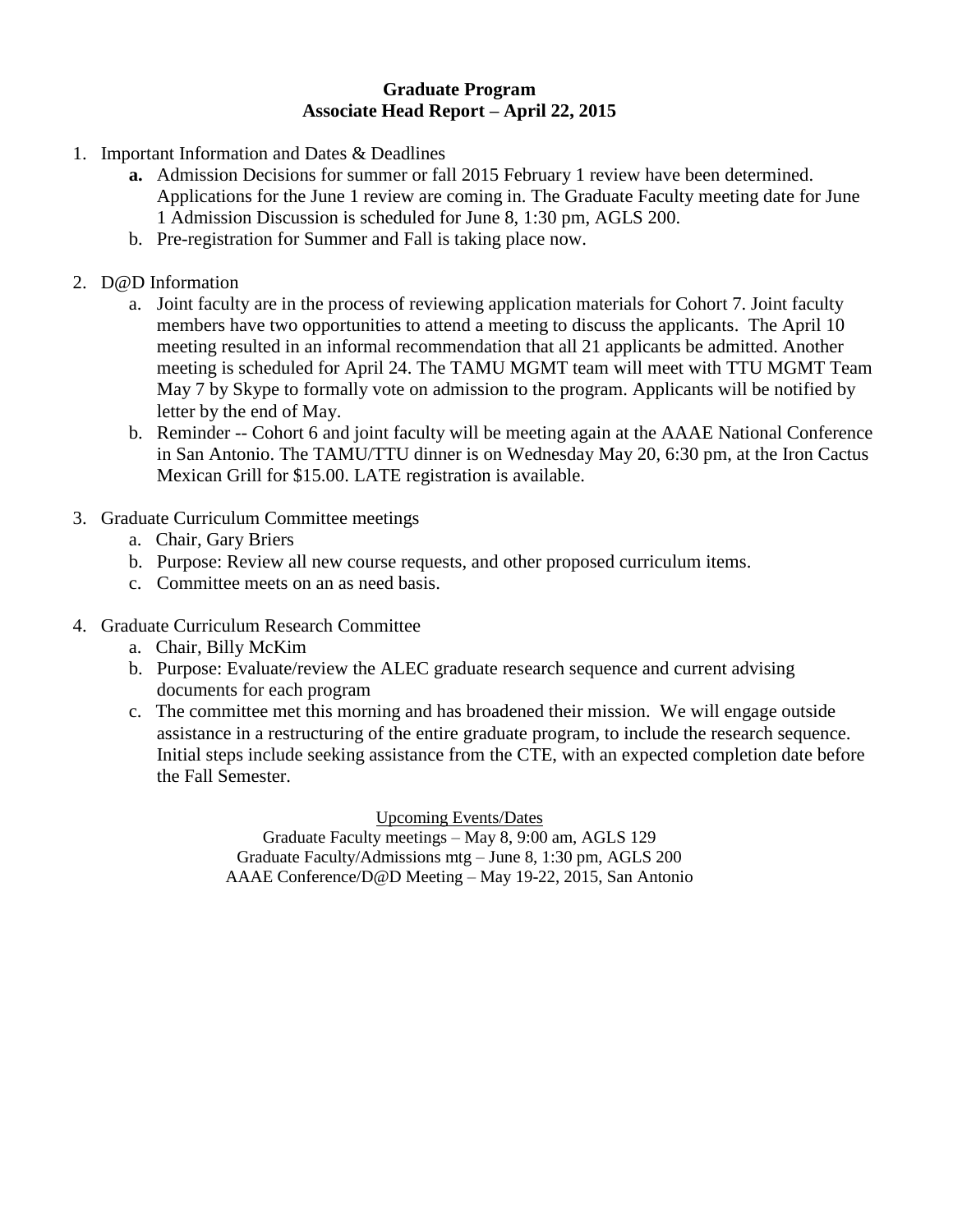**Graduate Program**
**Associate Head Report – April 22, 2015**

1. Important Information and Dates & Deadlines
    - **a.** Admission Decisions for summer or fall 2015 February 1 review have been determined. Applications for the June 1 review are coming in. The Graduate Faculty meeting date for June 1 Admission Discussion is scheduled for June 8, 1:30 pm, AGLS 200.
    - b. Pre-registration for Summer and Fall is taking place now.

2. D@D Information
    - a. Joint faculty are in the process of reviewing application materials for Cohort 7. Joint faculty members have two opportunities to attend a meeting to discuss the applicants. The April 10 meeting resulted in an informal recommendation that all 21 applicants be admitted. Another meeting is scheduled for April 24. The TAMU MGMT team will meet with TTU MGMT Team May 7 by Skype to formally vote on admission to the program. Applicants will be notified by letter by the end of May.
    - b. Reminder -- Cohort 6 and joint faculty will be meeting again at the AAAE National Conference in San Antonio. The TAMU/TTU dinner is on Wednesday May 20, 6:30 pm, at the Iron Cactus Mexican Grill for $15.00. LATE registration is available.

3. Graduate Curriculum Committee meetings
    - a. Chair, Gary Briers
    - b. Purpose: Review all new course requests, and other proposed curriculum items.
    - c. Committee meets on an as need basis.

4. Graduate Curriculum Research Committee
    - a. Chair, Billy McKim
    - b. Purpose: Evaluate/review the ALEC graduate research sequence and current advising documents for each program
    - c. The committee met this morning and has broadened their mission. We will engage outside assistance in a restructuring of the entire graduate program, to include the research sequence. Initial steps include seeking assistance from the CTE, with an expected completion date before the Fall Semester.

Upcoming Events/Dates

Graduate Faculty meetings – May 8, 9:00 am, AGLS 129
Graduate Faculty/Admissions mtg – June 8, 1:30 pm, AGLS 200
AAAE Conference/D@D Meeting – May 19-22, 2015, San Antonio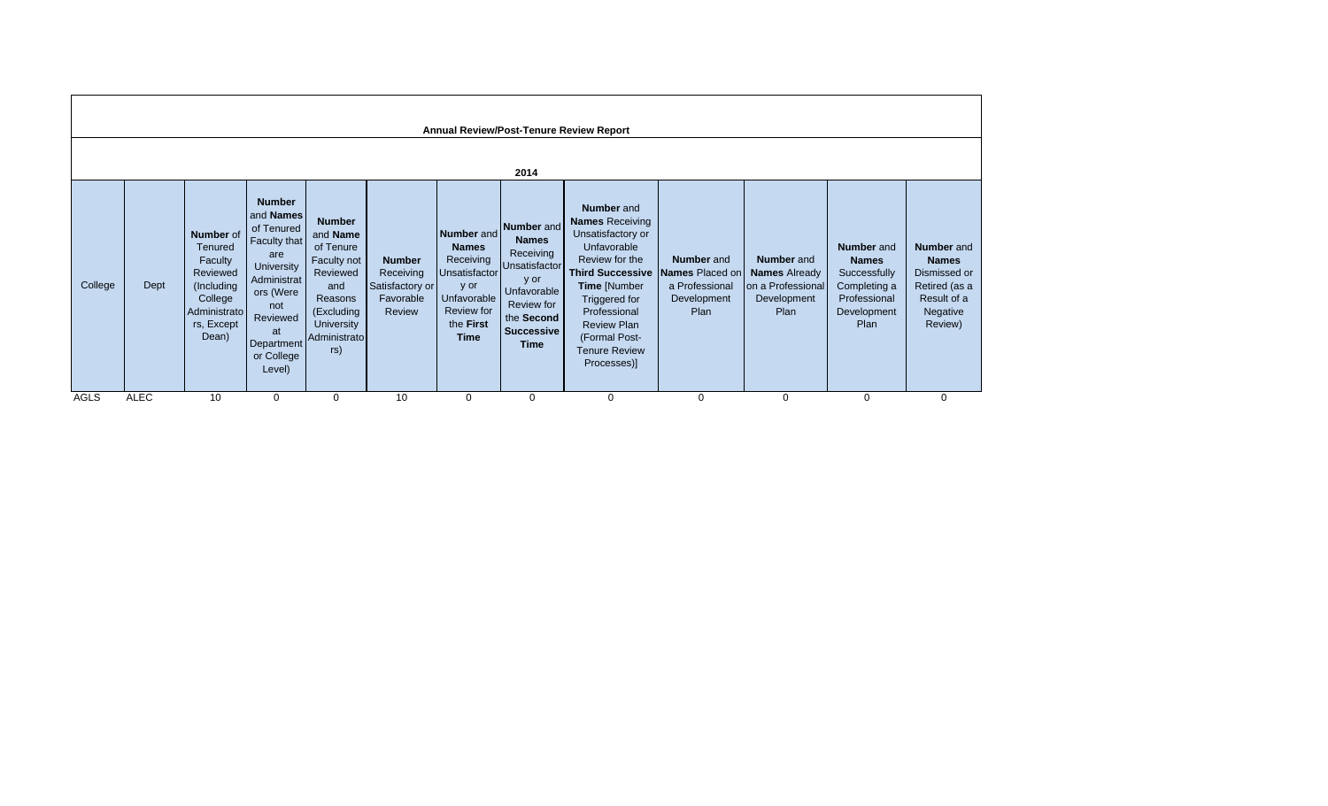**Annual Review/Post-Tenure Review Report**

**2014**

| College | Dept | **Number** of Tenured Faculty Reviewed (Including College Administrators, Except Dean) | **Number** and **Names** of Tenured Faculty that are University Administrators (Were not Reviewed at Department or College Level) | **Number** and **Name** of Tenure Faculty not Reviewed and Reasons (Excluding University Administrators) | **Number** Receiving Satisfactory or Favorable Review | **Number** and **Names** Receiving Unsatisfactory or Unfavorable Review for the **First Time** | **Number** and **Names** Receiving Unsatisfactory or Unfavorable Review for the **Second Successive Time** | **Number** and **Names** Receiving Unsatisfactory or Unfavorable Review for the **Third Successive Time** [Number Triggered for Professional Review Plan (Formal Post-Tenure Review Processes)] | **Number** and **Names** Placed on a Professional Development Plan | **Number** and **Names** Already on a Professional Development Plan | **Number** and **Names** Successfully Completing a Professional Development Plan | **Number** and **Names** Dismissed or Retired (as a Result of a Negative Review) |
|---|---|---|---|---|---|---|---|---|---|---|---|---|
| AGLS | ALEC | 10 | 0 | 0 | 10 | 0 | 0 | 0 | 0 | 0 | 0 | 0 |